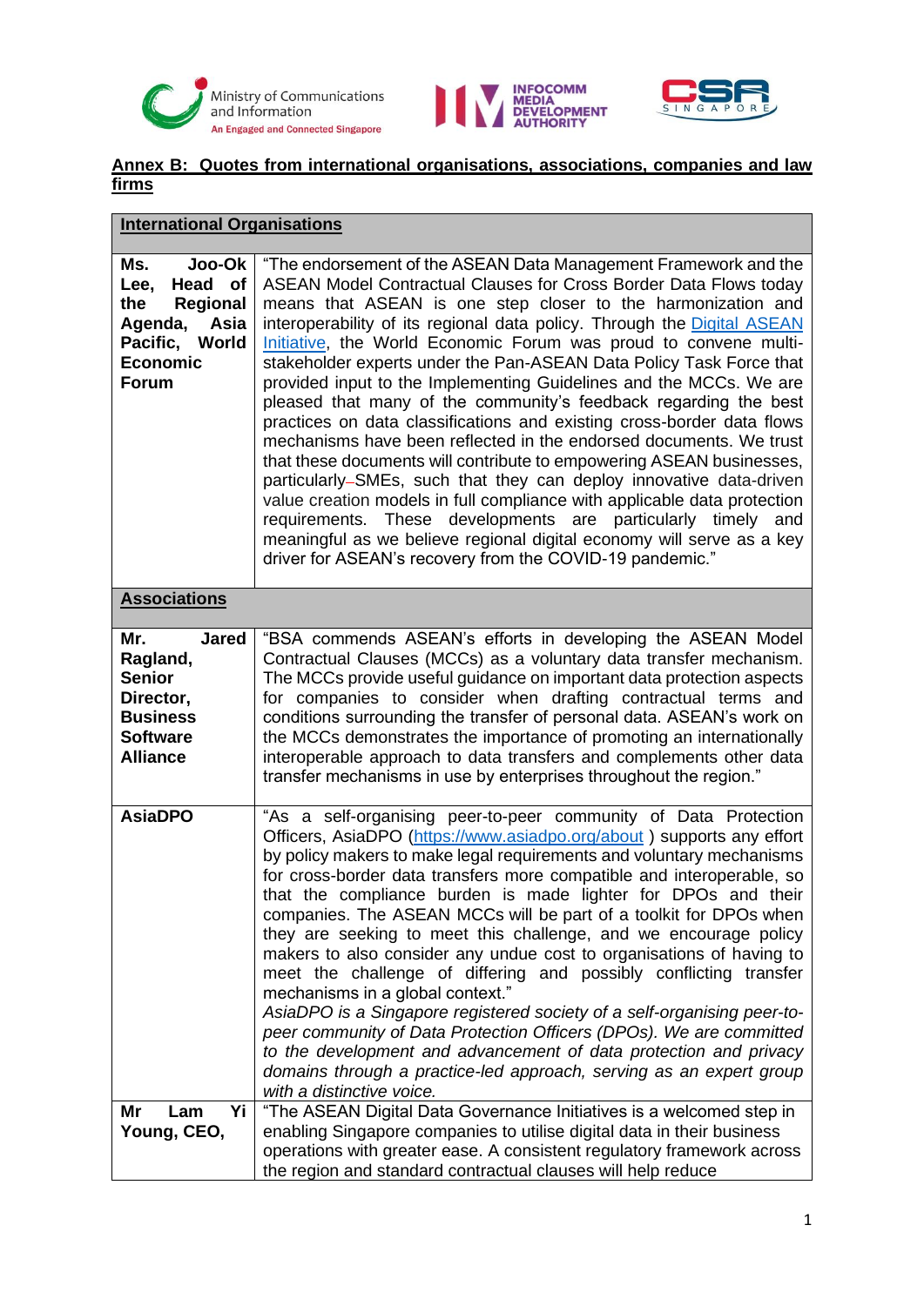**Annex B: Quotes from international organisations, associations, companies and law firms**

| **International Organisations** | |
|---|---|
| **Ms. Joo-Ok Lee, Head of the Regional Agenda, Asia Pacific, World Economic Forum** | "The endorsement of the ASEAN Data Management Framework and the ASEAN Model Contractual Clauses for Cross Border Data Flows today means that ASEAN is one step closer to the harmonization and interoperability of its regional data policy. Through the Digital ASEAN Initiative, the World Economic Forum was proud to convene multi-stakeholder experts under the Pan-ASEAN Data Policy Task Force that provided input to the Implementing Guidelines and the MCCs. We are pleased that many of the community's feedback regarding the best practices on data classifications and existing cross-border data flows mechanisms have been reflected in the endorsed documents. We trust that these documents will contribute to empowering ASEAN businesses, particularly SMEs, such that they can deploy innovative data-driven value creation models in full compliance with applicable data protection requirements. These developments are particularly timely and meaningful as we believe regional digital economy will serve as a key driver for ASEAN's recovery from the COVID-19 pandemic." |
| **Associations** | |
| **Mr. Jared Ragland, Senior Director, Business Software Alliance** | "BSA commends ASEAN's efforts in developing the ASEAN Model Contractual Clauses (MCCs) as a voluntary data transfer mechanism. The MCCs provide useful guidance on important data protection aspects for companies to consider when drafting contractual terms and conditions surrounding the transfer of personal data. ASEAN's work on the MCCs demonstrates the importance of promoting an internationally interoperable approach to data transfers and complements other data transfer mechanisms in use by enterprises throughout the region." |
| **AsiaDPO** | "As a self-organising peer-to-peer community of Data Protection Officers, AsiaDPO (https://www.asiadpo.org/about ) supports any effort by policy makers to make legal requirements and voluntary mechanisms for cross-border data transfers more compatible and interoperable, so that the compliance burden is made lighter for DPOs and their companies. The ASEAN MCCs will be part of a toolkit for DPOs when they are seeking to meet this challenge, and we encourage policy makers to also consider any undue cost to organisations of having to meet the challenge of differing and possibly conflicting transfer mechanisms in a global context."<br>*AsiaDPO is a Singapore registered society of a self-organising peer-to-peer community of Data Protection Officers (DPOs). We are committed to the development and advancement of data protection and privacy domains through a practice-led approach, serving as an expert group with a distinctive voice.* |
| **Mr Lam Yi Young, CEO,** | "The ASEAN Digital Data Governance Initiatives is a welcomed step in enabling Singapore companies to utilise digital data in their business operations with greater ease. A consistent regulatory framework across the region and standard contractual clauses will help reduce |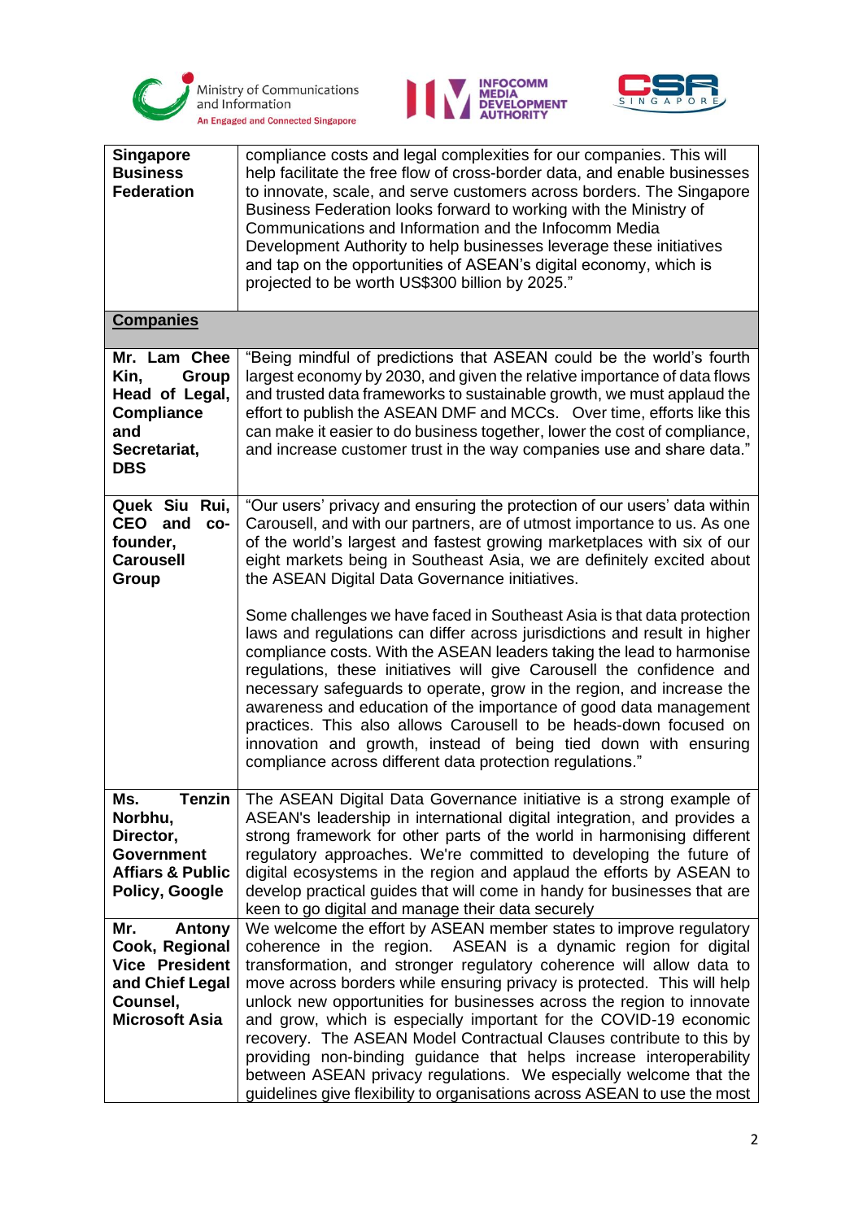| | |
|---|---|
| **Singapore Business Federation** | compliance costs and legal complexities for our companies. This will help facilitate the free flow of cross-border data, and enable businesses to innovate, scale, and serve customers across borders. The Singapore Business Federation looks forward to working with the Ministry of Communications and Information and the Infocomm Media Development Authority to help businesses leverage these initiatives and tap on the opportunities of ASEAN's digital economy, which is projected to be worth US$300 billion by 2025." |
| **Companies** | |
| **Mr. Lam Chee Kin, Group Head of Legal, Compliance and Secretariat, DBS** | "Being mindful of predictions that ASEAN could be the world's fourth largest economy by 2030, and given the relative importance of data flows and trusted data frameworks to sustainable growth, we must applaud the effort to publish the ASEAN DMF and MCCs. Over time, efforts like this can make it easier to do business together, lower the cost of compliance, and increase customer trust in the way companies use and share data." |
| **Quek Siu Rui, CEO and co-founder, Carousell Group** | "Our users' privacy and ensuring the protection of our users' data within Carousell, and with our partners, are of utmost importance to us. As one of the world's largest and fastest growing marketplaces with six of our eight markets being in Southeast Asia, we are definitely excited about the ASEAN Digital Data Governance initiatives.<br><br>Some challenges we have faced in Southeast Asia is that data protection laws and regulations can differ across jurisdictions and result in higher compliance costs. With the ASEAN leaders taking the lead to harmonise regulations, these initiatives will give Carousell the confidence and necessary safeguards to operate, grow in the region, and increase the awareness and education of the importance of good data management practices. This also allows Carousell to be heads-down focused on innovation and growth, instead of being tied down with ensuring compliance across different data protection regulations." |
| **Ms. Tenzin Norbhu, Director, Government Affairs & Public Policy, Google** | The ASEAN Digital Data Governance initiative is a strong example of ASEAN's leadership in international digital integration, and provides a strong framework for other parts of the world in harmonising different regulatory approaches. We're committed to developing the future of digital ecosystems in the region and applaud the efforts by ASEAN to develop practical guides that will come in handy for businesses that are keen to go digital and manage their data securely |
| **Mr. Antony Cook, Regional Vice President and Chief Legal Counsel, Microsoft Asia** | We welcome the effort by ASEAN member states to improve regulatory coherence in the region. ASEAN is a dynamic region for digital transformation, and stronger regulatory coherence will allow data to move across borders while ensuring privacy is protected. This will help unlock new opportunities for businesses across the region to innovate and grow, which is especially important for the COVID-19 economic recovery. The ASEAN Model Contractual Clauses contribute to this by providing non-binding guidance that helps increase interoperability between ASEAN privacy regulations. We especially welcome that the guidelines give flexibility to organisations across ASEAN to use the most |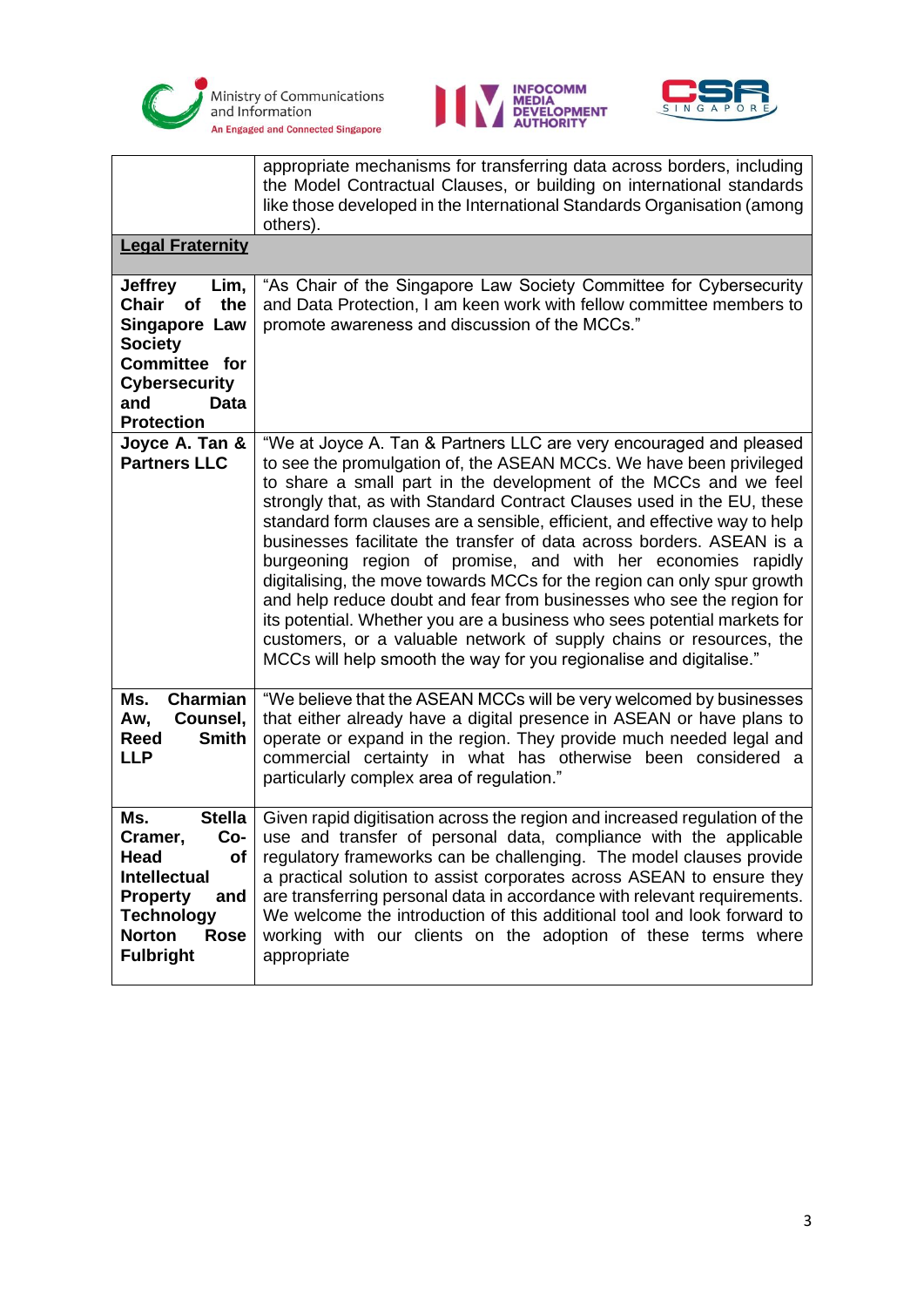| | |
|---|---|
| | appropriate mechanisms for transferring data across borders, including the Model Contractual Clauses, or building on international standards like those developed in the International Standards Organisation (among others). |
| **Legal Fraternity** | |
| **Jeffrey Lim, Chair of the Singapore Law Society Committee for Cybersecurity and Data Protection** | "As Chair of the Singapore Law Society Committee for Cybersecurity and Data Protection, I am keen work with fellow committee members to promote awareness and discussion of the MCCs." |
| **Joyce A. Tan & Partners LLC** | "We at Joyce A. Tan & Partners LLC are very encouraged and pleased to see the promulgation of, the ASEAN MCCs. We have been privileged to share a small part in the development of the MCCs and we feel strongly that, as with Standard Contract Clauses used in the EU, these standard form clauses are a sensible, efficient, and effective way to help businesses facilitate the transfer of data across borders. ASEAN is a burgeoning region of promise, and with her economies rapidly digitalising, the move towards MCCs for the region can only spur growth and help reduce doubt and fear from businesses who see the region for its potential. Whether you are a business who sees potential markets for customers, or a valuable network of supply chains or resources, the MCCs will help smooth the way for you regionalise and digitalise." |
| **Ms. Charmian Aw, Counsel, Reed Smith LLP** | "We believe that the ASEAN MCCs will be very welcomed by businesses that either already have a digital presence in ASEAN or have plans to operate or expand in the region. They provide much needed legal and commercial certainty in what has otherwise been considered a particularly complex area of regulation." |
| **Ms. Stella Cramer, Co-Head of Intellectual Property and Technology Norton Rose Fulbright** | Given rapid digitisation across the region and increased regulation of the use and transfer of personal data, compliance with the applicable regulatory frameworks can be challenging. The model clauses provide a practical solution to assist corporates across ASEAN to ensure they are transferring personal data in accordance with relevant requirements. We welcome the introduction of this additional tool and look forward to working with our clients on the adoption of these terms where appropriate |